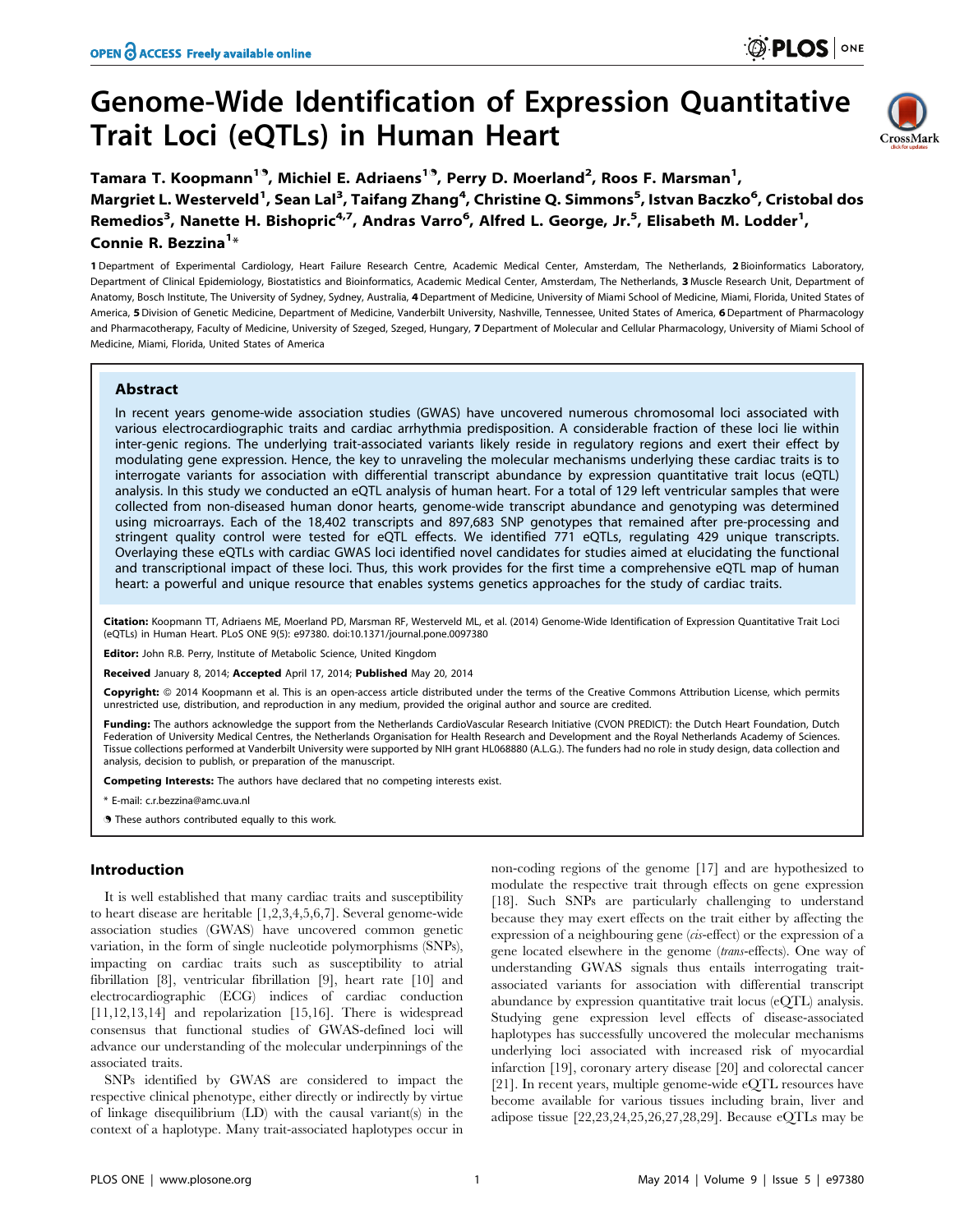# Genome-Wide Identification of Expression Quantitative Trait Loci (eQTLs) in Human Heart

**Tamara T. Koopmann[1,9], Michiel E. Adriaens[1,9], Perry D. Moerland[2], Roos F. Marsman[1], Margriet L. Westerveld[1], Sean Lal[3], Taifang Zhang[4], Christine Q. Simmons[5], Istvan Baczko[6], Cristobal dos Remedios[3], Nanette H. Bishopric[4,7], Andras Varro[6], Alfred L. George, Jr.[5], Elisabeth M. Lodder[1], Connie R. Bezzina[1]***

1 Department of Experimental Cardiology, Heart Failure Research Centre, Academic Medical Center, Amsterdam, The Netherlands, 2 Bioinformatics Laboratory, Department of Clinical Epidemiology, Biostatistics and Bioinformatics, Academic Medical Center, Amsterdam, The Netherlands, 3 Muscle Research Unit, Department of Anatomy, Bosch Institute, The University of Sydney, Sydney, Australia, 4 Department of Medicine, University of Miami School of Medicine, Miami, Florida, United States of America, 5 Division of Genetic Medicine, Department of Medicine, Vanderbilt University, Nashville, Tennessee, United States of America, 6 Department of Pharmacology and Pharmacotherapy, Faculty of Medicine, University of Szeged, Szeged, Hungary, 7 Department of Molecular and Cellular Pharmacology, University of Miami School of Medicine, Miami, Florida, United States of America

## Abstract

In recent years genome-wide association studies (GWAS) have uncovered numerous chromosomal loci associated with various electrocardiographic traits and cardiac arrhythmia predisposition. A considerable fraction of these loci lie within inter-genic regions. The underlying trait-associated variants likely reside in regulatory regions and exert their effect by modulating gene expression. Hence, the key to unraveling the molecular mechanisms underlying these cardiac traits is to interrogate variants for association with differential transcript abundance by expression quantitative trait locus (eQTL) analysis. In this study we conducted an eQTL analysis of human heart. For a total of 129 left ventricular samples that were collected from non-diseased human donor hearts, genome-wide transcript abundance and genotyping was determined using microarrays. Each of the 18,402 transcripts and 897,683 SNP genotypes that remained after pre-processing and stringent quality control were tested for eQTL effects. We identified 771 eQTLs, regulating 429 unique transcripts. Overlaying these eQTLs with cardiac GWAS loci identified novel candidates for studies aimed at elucidating the functional and transcriptional impact of these loci. Thus, this work provides for the first time a comprehensive eQTL map of human heart: a powerful and unique resource that enables systems genetics approaches for the study of cardiac traits.

**Citation:** Koopmann TT, Adriaens ME, Moerland PD, Marsman RF, Westerveld ML, et al. (2014) Genome-Wide Identification of Expression Quantitative Trait Loci (eQTLs) in Human Heart. PLoS ONE 9(5): e97380. doi:10.1371/journal.pone.0097380

**Editor:** John R.B. Perry, Institute of Metabolic Science, United Kingdom

**Received** January 8, 2014; **Accepted** April 17, 2014; **Published** May 20, 2014

**Copyright:** © 2014 Koopmann et al. This is an open-access article distributed under the terms of the Creative Commons Attribution License, which permits unrestricted use, distribution, and reproduction in any medium, provided the original author and source are credited.

**Funding:** The authors acknowledge the support from the Netherlands CardioVascular Research Initiative (CVON PREDICT): the Dutch Heart Foundation, Dutch Federation of University Medical Centres, the Netherlands Organisation for Health Research and Development and the Royal Netherlands Academy of Sciences. Tissue collections performed at Vanderbilt University were supported by NIH grant HL068880 (A.L.G.). The funders had no role in study design, data collection and analysis, decision to publish, or preparation of the manuscript.

**Competing Interests:** The authors have declared that no competing interests exist.

\* E-mail: c.r.bezzina@amc.uva.nl

9 These authors contributed equally to this work.

## Introduction

It is well established that many cardiac traits and susceptibility to heart disease are heritable [1,2,3,4,5,6,7]. Several genome-wide association studies (GWAS) have uncovered common genetic variation, in the form of single nucleotide polymorphisms (SNPs), impacting on cardiac traits such as susceptibility to atrial fibrillation [8], ventricular fibrillation [9], heart rate [10] and electrocardiographic (ECG) indices of cardiac conduction [11,12,13,14] and repolarization [15,16]. There is widespread consensus that functional studies of GWAS-defined loci will advance our understanding of the molecular underpinnings of the associated traits.

SNPs identified by GWAS are considered to impact the respective clinical phenotype, either directly or indirectly by virtue of linkage disequilibrium (LD) with the causal variant(s) in the context of a haplotype. Many trait-associated haplotypes occur in non-coding regions of the genome [17] and are hypothesized to modulate the respective trait through effects on gene expression [18]. Such SNPs are particularly challenging to understand because they may exert effects on the trait either by affecting the expression of a neighbouring gene (*cis*-effect) or the expression of a gene located elsewhere in the genome (*trans*-effects). One way of understanding GWAS signals thus entails interrogating trait-associated variants for association with differential transcript abundance by expression quantitative trait locus (eQTL) analysis. Studying gene expression level effects of disease-associated haplotypes has successfully uncovered the molecular mechanisms underlying loci associated with increased risk of myocardial infarction [19], coronary artery disease [20] and colorectal cancer [21]. In recent years, multiple genome-wide eQTL resources have become available for various tissues including brain, liver and adipose tissue [22,23,24,25,26,27,28,29]. Because eQTLs may be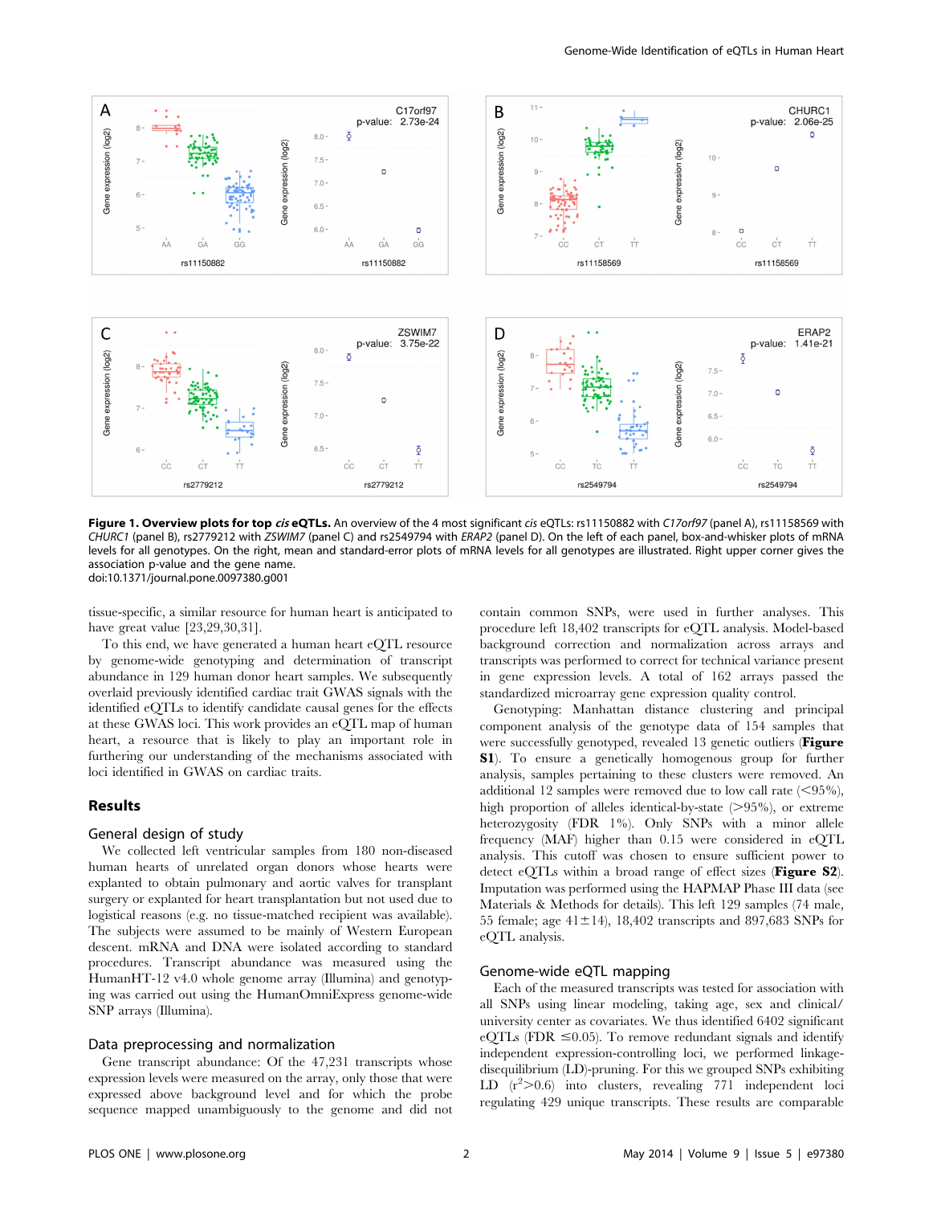**Figure 1. Overview plots for top *cis* eQTLs.** An overview of the 4 most significant *cis* eQTLs: rs11150882 with *C17orf97* (panel A), rs11158569 with *CHURC1* (panel B), rs2779212 with *ZSWIM7* (panel C) and rs2549794 with *ERAP2* (panel D). On the left of each panel, box-and-whisker plots of mRNA levels for all genotypes. On the right, mean and standard-error plots of mRNA levels for all genotypes are illustrated. Right upper corner gives the association p-value and the gene name.
doi:10.1371/journal.pone.0097380.g001

tissue-specific, a similar resource for human heart is anticipated to have great value [23,29,30,31].

To this end, we have generated a human heart eQTL resource by genome-wide genotyping and determination of transcript abundance in 129 human donor heart samples. We subsequently overlaid previously identified cardiac trait GWAS signals with the identified eQTLs to identify candidate causal genes for the effects at these GWAS loci. This work provides an eQTL map of human heart, a resource that is likely to play an important role in furthering our understanding of the mechanisms associated with loci identified in GWAS on cardiac traits.

## Results

### General design of study

We collected left ventricular samples from 180 non-diseased human hearts of unrelated organ donors whose hearts were explanted to obtain pulmonary and aortic valves for transplant surgery or explanted for heart transplantation but not used due to logistical reasons (e.g. no tissue-matched recipient was available). The subjects were assumed to be mainly of Western European descent. mRNA and DNA were isolated according to standard procedures. Transcript abundance was measured using the HumanHT-12 v4.0 whole genome array (Illumina) and genotyping was carried out using the HumanOmniExpress genome-wide SNP arrays (Illumina).

### Data preprocessing and normalization

Gene transcript abundance: Of the 47,231 transcripts whose expression levels were measured on the array, only those that were expressed above background level and for which the probe sequence mapped unambiguously to the genome and did not contain common SNPs, were used in further analyses. This procedure left 18,402 transcripts for eQTL analysis. Model-based background correction and normalization across arrays and transcripts was performed to correct for technical variance present in gene expression levels. A total of 162 arrays passed the standardized microarray gene expression quality control.

Genotyping: Manhattan distance clustering and principal component analysis of the genotype data of 154 samples that were successfully genotyped, revealed 13 genetic outliers (**Figure S1**). To ensure a genetically homogenous group for further analysis, samples pertaining to these clusters were removed. An additional 12 samples were removed due to low call rate (<95%), high proportion of alleles identical-by-state (>95%), or extreme heterozygosity (FDR 1%). Only SNPs with a minor allele frequency (MAF) higher than 0.15 were considered in eQTL analysis. This cutoff was chosen to ensure sufficient power to detect eQTLs within a broad range of effect sizes (**Figure S2**). Imputation was performed using the HAPMAP Phase III data (see Materials & Methods for details). This left 129 samples (74 male, 55 female; age 41±14), 18,402 transcripts and 897,683 SNPs for eQTL analysis.

### Genome-wide eQTL mapping

Each of the measured transcripts was tested for association with all SNPs using linear modeling, taking age, sex and clinical/university center as covariates. We thus identified 6402 significant eQTLs (FDR $\leq$0.05). To remove redundant signals and identify independent expression-controlling loci, we performed linkage-disequilibrium (LD)-pruning. For this we grouped SNPs exhibiting LD ($r^2$>0.6) into clusters, revealing 771 independent loci regulating 429 unique transcripts. These results are comparable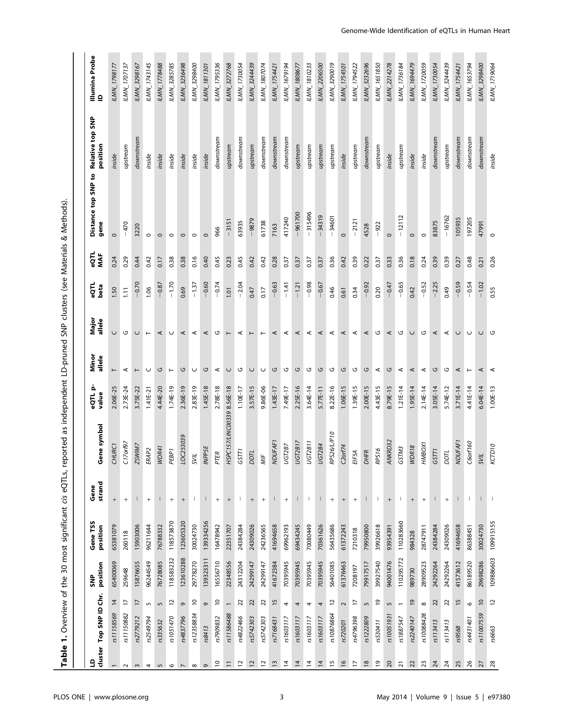**Table 1.** Overview of the 30 most significant *cis* eQTLs, reported as independent LD-pruned SNP clusters (see Materials & Methods).

| LD cluster | Top SNP ID | Chr. | SNP position | Gene TSS position | Gene strand | Gene symbol | eQTL p-value | Minor allele | Major allele | eQTL beta | eQTL MAF | Distance top SNP to gene | Relative top SNP position | Illumina Probe ID |
|---|---|---|---|---|---|---|---|---|---|---|---|---|---|---|
| 1 | rs11158569 | 14 | 65400069 | 65381079 | + | *CHURC1* | 2.06E-25 | T | C | 1.50 | 0.24 | 0 | inside | ILMN_1798177 |
| 2 | rs11150882 | 17 | 259648 | 260118 | + | *C17orf97* | 2.73E-24 | A | G | 1.11 | 0.29 | −470 | upstream | ILMN_1707137 |
| 3 | rs2279212 | 17 | 15876655 | 15903006 | − | *ZSWIM7* | 3.75E-22 | T | C | −0.70 | 0.44 | 3220 | downstream | ILMN_3298167 |
| 4 | rs2549794 | 5 | 96244549 | 96211644 | + | *ERAP2* | 1.41E-21 | C | T | 1.06 | 0.42 | 0 | inside | ILMN_1743145 |
| 5 | rs335632 | 5 | 76728085 | 76788332 | − | *WDR41* | 4.44E-20 | G | A | −0.87 | 0.17 | 0 | inside | ILMN_1778488 |
| 6 | rs1051470 | 12 | 118583232 | 118573870 | + | *PEBP1* | 1.74E-19 | T | C | −1.70 | 0.38 | 0 | inside | ILMN_3285785 |
| 7 | rs4837796 | 9 | 123610288 | 123605320 | + | *LOC253039* | 2.36E-19 | G | A | 0.69 | 0.38 | 0 | inside | ILMN_3236498 |
| 8 | rs12358834 | 10 | 29778270 | 30024730 | − | *SVIL* | 2.83E-19 | C | A | −1.37 | 0.16 | 0 | inside | ILMN_3298400 |
| 9 | rs8413 | 9 | 139323311 | 139334256 | − | *INPP5E* | 1.45E-18 | G | A | −0.60 | 0.40 | 0 | inside | ILMN_1811301 |
| 10 | rs7909832 | 10 | 16556710 | 16478942 | + | *PTER* | 2.78E-18 | A | G | −0.74 | 0.45 | 966 | downstream | ILMN_1795336 |
| 11 | rs11586488 | 1 | 22348556 | 22351707 | + | *HSPC157/LINC00339* | 8.56E-18 | C | T | 1.01 | 0.23 | −3151 | upstream | ILMN_3272768 |
| 12 | rs4822466 | 22 | 24312204 | 24384284 | − | *GSTT1* | 1.10E-17 | G | A | −2.04 | 0.45 | 63935 | downstream | ILMN_1730054 |
| 12 | rs5742303 | 22 | 24299147 | 24309026 | + | *DDTL* | 3.57E-15 | C | T | 0.47 | 0.42 | −9879 | upstream | ILMN_3244439 |
| 12 | rs5742303 | 22 | 24299147 | 24236565 | + | *MIF* | 9.86E-06 | C | T | 0.17 | 0.42 | 61738 | downstream | ILMN_1807074 |
| 13 | rs7168431 | 15 | 41672384 | 41694658 | − | *NDUFAF1* | 1.43E-17 | G | A | −0.63 | 0.28 | 7163 | downstream | ILMN_1754421 |
| 14 | rs1603117 | 4 | 70395945 | 69962193 | + | *UGT2B7* | 7.49E-17 | G | A | −1.41 | 0.37 | 417240 | downstream | ILMN_1679194 |
| 14 | rs1603117 | 4 | 70395945 | 69434245 | − | *UGT2B17* | 2.25E-16 | G | A | −1.21 | 0.37 | −961700 | upstream | ILMN_1808677 |
| 14 | rs1603117 | 4 | 70395945 | 70080449 | − | *UGT2B11* | 3.64E-14 | G | A | −0.98 | 0.37 | −315496 | upstream | ILMN_1810233 |
| 14 | rs1603117 | 4 | 70395945 | 70361626 | − | *UGT2B4* | 5.77E-11 | G | A | −0.67 | 0.37 | −34319 | upstream | ILMN_2206500 |
| 15 | rs10876864 | 12 | 56401085 | 56435686 | + | *RPS26/LIP10* | 8.22E-16 | G | A | 0.46 | 0.36 | −34601 | upstream | ILMN_3290019 |
| 16 | rs720201 | 2 | 61376463 | 61372243 | + | *C2orf74* | 1.06E-15 | G | A | 0.61 | 0.42 | 0 | inside | ILMN_1754501 |
| 17 | rs4796398 | 17 | 7208197 | 7210318 | + | *EIF5A* | 1.39E-15 | G | A | 0.34 | 0.39 | −2121 | upstream | ILMN_1794522 |
| 18 | rs1222809 | 5 | 79917517 | 79950800 | − | *DHFR* | 2.00E-15 | G | A | −0.92 | 0.22 | 4528 | downstream | ILMN_3232696 |
| 19 | rs530411 | 19 | 39927540 | 39926618 | − | *RPS16* | 4.43E-15 | A | G | 0.20 | 0.37 | −922 | upstream | ILMN_1651850 |
| 20 | rs10051931 | 5 | 94001476 | 93954391 | + | *ANKRD32* | 8.79E-15 | G | A | −0.47 | 0.33 | 0 | inside | ILMN_2214278 |
| 21 | rs1887547 | 1 | 110295772 | 110283660 | − | *GSTM3* | 1.21E-14 | A | G | −0.65 | 0.36 | −12112 | upstream | ILMN_1736184 |
| 22 | rs2240147 | 19 | 989730 | 984328 | + | *WDR18* | 1.95E-14 | A | C | 0.42 | 0.18 | 0 | inside | ILMN_1694479 |
| 23 | rs10088428 | 8 | 28909523 | 28747911 | + | *HMBOX1* | 2.14E-14 | A | G | −0.52 | 0.24 | 0 | inside | ILMN_1720059 |
| 24 | rs113413 | 22 | 24292264 | 24384284 | − | *GSTT1* | 3.05E-14 | G | A | −2.25 | 0.39 | 83875 | downstream | ILMN_1730054 |
| 24 | rs113413 | 22 | 24292264 | 24309026 | + | *DDTL* | 5.74E-12 | G | A | 0.49 | 0.39 | −16762 | upstream | ILMN_3244439 |
| 25 | rs9568 | 15 | 41573612 | 41694658 | − | *NDUFAF1* | 3.71E-14 | A | C | −0.59 | 0.27 | 105935 | downstream | ILMN_1754421 |
| 26 | rs4431401 | 6 | 86189520 | 86388451 | − | *C6orf160* | 4.41E-14 | T | C | −0.54 | 0.48 | 197205 | downstream | ILMN_1653794 |
| 27 | rs11007559 | 10 | 29698286 | 30024730 | − | *SVIL* | 6.04E-14 | A | C | −1.02 | 0.21 | 47991 | downstream | ILMN_3298400 |
| 28 | rs6663 | 12 | 109886603 | 109915155 | − | *KCTD10* | 1.00E-13 | A | G | 0.55 | 0.26 | 0 | inside | ILMN_1719064 |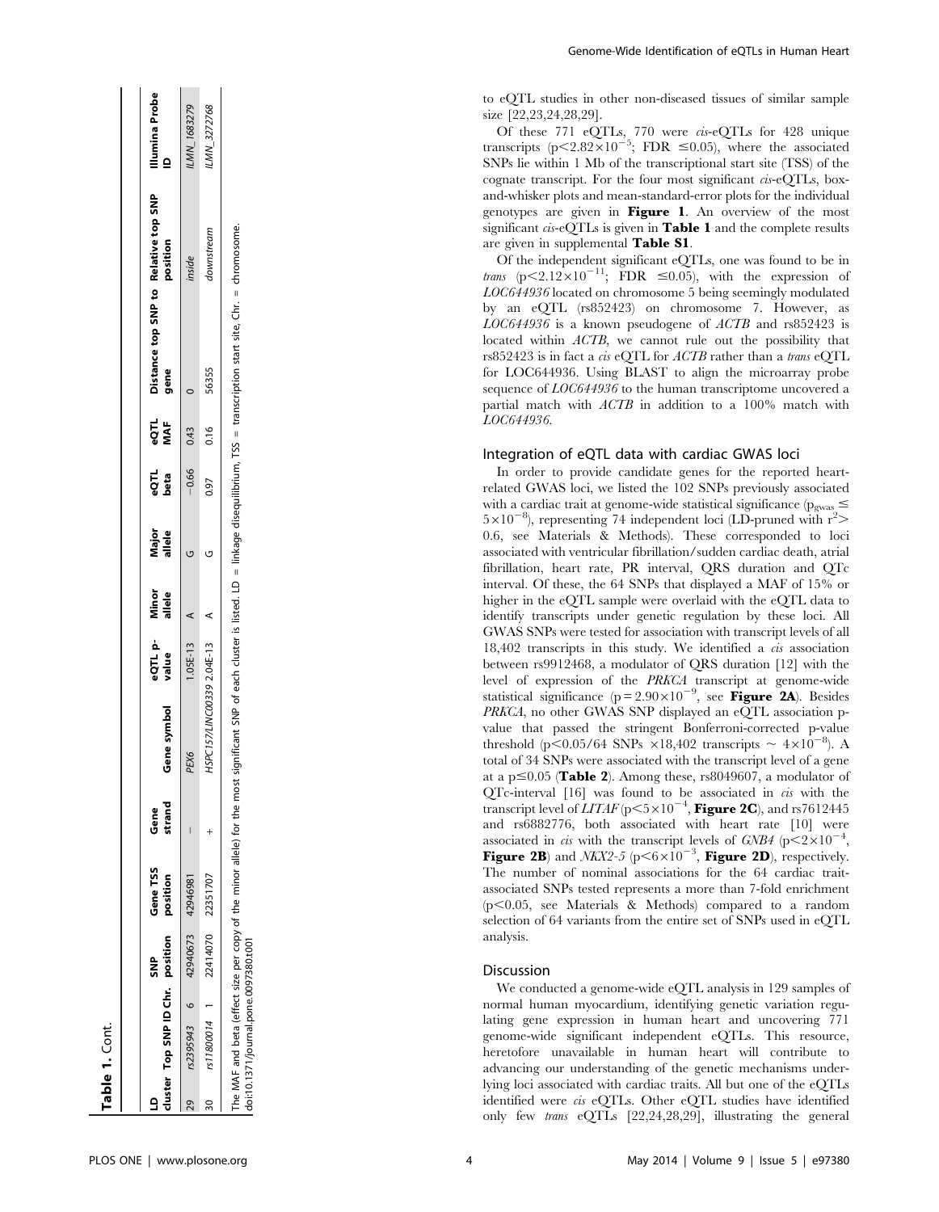**Table 1.** Cont.

| LD cluster | Top SNP ID | Chr. | SNP position | Gene TSS position | Gene strand | Gene symbol | eQTL p-value | Minor allele | Major allele | eQTL beta | eQTL MAF | Distance top SNP to gene | Relative top SNP position | Illumina Probe ID |
|---|---|---|---|---|---|---|---|---|---|---|---|---|---|---|
| 29 | rs2395943 | 6 | 42940673 | 42946981 | – | PEX6 | 1.05E-13 | A | G | −0.66 | 0.43 | 0 | inside | ILMN_1683279 |
| 30 | rs11800014 | 1 | 22414070 | 22351707 | + | HSPC157/LINC00339 | 2.04E-13 | A | G | 0.97 | 0.16 | 56355 | downstream | ILMN_3272768 |

The MAF and beta (effect size per copy of the minor allele) for the most significant SNP of each cluster is listed. LD = linkage disequilibrium, TSS = transcription start site, Chr. = chromosome.
doi:10.1371/journal.pone.0097380.t001

to eQTL studies in other non-diseased tissues of similar sample size [22,23,24,28,29].

Of these 771 eQTLs, 770 were *cis*-eQTLs for 428 unique transcripts ($p<2.82\times10^{-5}$; FDR $\leq$0.05), where the associated SNPs lie within 1 Mb of the transcriptional start site (TSS) of the cognate transcript. For the four most significant *cis*-eQTLs, box-and-whisker plots and mean-standard-error plots for the individual genotypes are given in **Figure 1**. An overview of the most significant *cis*-eQTLs is given in **Table 1** and the complete results are given in supplemental **Table S1**.

Of the independent significant eQTLs, one was found to be in *trans* ($p<2.12\times10^{-11}$; FDR $\leq$0.05), with the expression of *LOC644936* located on chromosome 5 being seemingly modulated by an eQTL (rs852423) on chromosome 7. However, as *LOC644936* is a known pseudogene of *ACTB* and rs852423 is located within *ACTB*, we cannot rule out the possibility that rs852423 is in fact a *cis* eQTL for *ACTB* rather than a *trans* eQTL for LOC644936. Using BLAST to align the microarray probe sequence of *LOC644936* to the human transcriptome uncovered a partial match with *ACTB* in addition to a 100% match with *LOC644936*.

### Integration of eQTL data with cardiac GWAS loci

In order to provide candidate genes for the reported heart-related GWAS loci, we listed the 102 SNPs previously associated with a cardiac trait at genome-wide statistical significance ($p_{gwas}\leq 5\times10^{-8}$), representing 74 independent loci (LD-pruned with $r^2>$ 0.6, see Materials & Methods). These corresponded to loci associated with ventricular fibrillation/sudden cardiac death, atrial fibrillation, heart rate, PR interval, QRS duration and QTc interval. Of these, the 64 SNPs that displayed a MAF of 15% or higher in the eQTL sample were overlaid with the eQTL data to identify transcripts under genetic regulation by these loci. All GWAS SNPs were tested for association with transcript levels of all 18,402 transcripts in this study. We identified a *cis* association between rs9912468, a modulator of QRS duration [12] with the level of expression of the *PRKCA* transcript at genome-wide statistical significance ($p = 2.90\times10^{-9}$, see **Figure 2A**). Besides *PRKCA*, no other GWAS SNP displayed an eQTL association p-value that passed the stringent Bonferroni-corrected p-value threshold ($p<0.05/64$ SNPs $\times$18,402 transcripts $\sim 4\times10^{-8}$). A total of 34 SNPs were associated with the transcript level of a gene at a $p\leq0.05$ (**Table 2**). Among these, rs8049607, a modulator of QTc-interval [16] was found to be associated in *cis* with the transcript level of *LITAF* ($p<5\times10^{-4}$, **Figure 2C**), and rs7612445 and rs6882776, both associated with heart rate [10] were associated in *cis* with the transcript levels of *GNB4* ($p<2\times10^{-4}$, **Figure 2B**) and *NKX2-5* ($p<6\times10^{-3}$, **Figure 2D**), respectively. The number of nominal associations for the 64 cardiac trait-associated SNPs tested represents a more than 7-fold enrichment ($p<0.05$, see Materials & Methods) compared to a random selection of 64 variants from the entire set of SNPs used in eQTL analysis.

## Discussion

We conducted a genome-wide eQTL analysis in 129 samples of normal human myocardium, identifying genetic variation regulating gene expression in human heart and uncovering 771 genome-wide significant independent eQTLs. This resource, heretofore unavailable in human heart will contribute to advancing our understanding of the genetic mechanisms underlying loci associated with cardiac traits. All but one of the eQTLs identified were *cis* eQTLs. Other eQTL studies have identified only few *trans* eQTLs [22,24,28,29], illustrating the general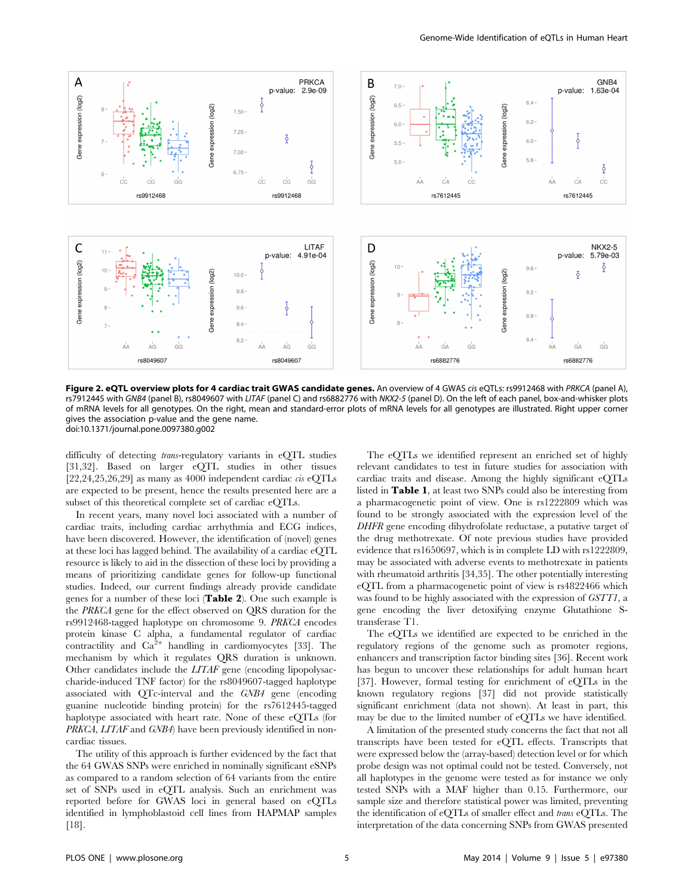**Figure 2. eQTL overview plots for 4 cardiac trait GWAS candidate genes.** An overview of 4 GWAS *cis* eQTLs: rs9912468 with *PRKCA* (panel A), rs7912445 with *GNB4* (panel B), rs8049607 with *LITAF* (panel C) and rs6882776 with *NKX2-5* (panel D). On the left of each panel, box-and-whisker plots of mRNA levels for all genotypes. On the right, mean and standard-error plots of mRNA levels for all genotypes are illustrated. Right upper corner gives the association p-value and the gene name.
doi:10.1371/journal.pone.0097380.g002

difficulty of detecting *trans*-regulatory variants in eQTL studies [31,32]. Based on larger eQTL studies in other tissues [22,24,25,26,29] as many as 4000 independent cardiac *cis* eQTLs are expected to be present, hence the results presented here are a subset of this theoretical complete set of cardiac eQTLs.

In recent years, many novel loci associated with a number of cardiac traits, including cardiac arrhythmia and ECG indices, have been discovered. However, the identification of (novel) genes at these loci has lagged behind. The availability of a cardiac eQTL resource is likely to aid in the dissection of these loci by providing a means of prioritizing candidate genes for follow-up functional studies. Indeed, our current findings already provide candidate genes for a number of these loci (**Table 2**). One such example is the *PRKCA* gene for the effect observed on QRS duration for the rs9912468-tagged haplotype on chromosome 9. *PRKCA* encodes protein kinase C alpha, a fundamental regulator of cardiac contractility and $Ca^{2+}$ handling in cardiomyocytes [33]. The mechanism by which it regulates QRS duration is unknown. Other candidates include the *LITAF* gene (encoding lipopolysaccharide-induced TNF factor) for the rs8049607-tagged haplotype associated with QTc-interval and the *GNB4* gene (encoding guanine nucleotide binding protein) for the rs7612445-tagged haplotype associated with heart rate. None of these eQTLs (for *PRKCA*, *LITAF* and *GNB4*) have been previously identified in non-cardiac tissues.

The utility of this approach is further evidenced by the fact that the 64 GWAS SNPs were enriched in nominally significant eSNPs as compared to a random selection of 64 variants from the entire set of SNPs used in eQTL analysis. Such an enrichment was reported before for GWAS loci in general based on eQTLs identified in lymphoblastoid cell lines from HAPMAP samples [18].

The eQTLs we identified represent an enriched set of highly relevant candidates to test in future studies for association with cardiac traits and disease. Among the highly significant eQTLs listed in **Table 1**, at least two SNPs could also be interesting from a pharmacogenetic point of view. One is rs1222809 which was found to be strongly associated with the expression level of the *DHFR* gene encoding dihydrofolate reductase, a putative target of the drug methotrexate. Of note previous studies have provided evidence that rs1650697, which is in complete LD with rs1222809, may be associated with adverse events to methotrexate in patients with rheumatoid arthritis [34,35]. The other potentially interesting eQTL from a pharmacogenetic point of view is rs4822466 which was found to be highly associated with the expression of *GSTT1*, a gene encoding the liver detoxifying enzyme Glutathione S-transferase T1.

The eQTLs we identified are expected to be enriched in the regulatory regions of the genome such as promoter regions, enhancers and transcription factor binding sites [36]. Recent work has begun to uncover these relationships for adult human heart [37]. However, formal testing for enrichment of eQTLs in the known regulatory regions [37] did not provide statistically significant enrichment (data not shown). At least in part, this may be due to the limited number of eQTLs we have identified.

A limitation of the presented study concerns the fact that not all transcripts have been tested for eQTL effects. Transcripts that were expressed below the (array-based) detection level or for which probe design was not optimal could not be tested. Conversely, not all haplotypes in the genome were tested as for instance we only tested SNPs with a MAF higher than 0.15. Furthermore, our sample size and therefore statistical power was limited, preventing the identification of eQTLs of smaller effect and *trans* eQTLs. The interpretation of the data concerning SNPs from GWAS presented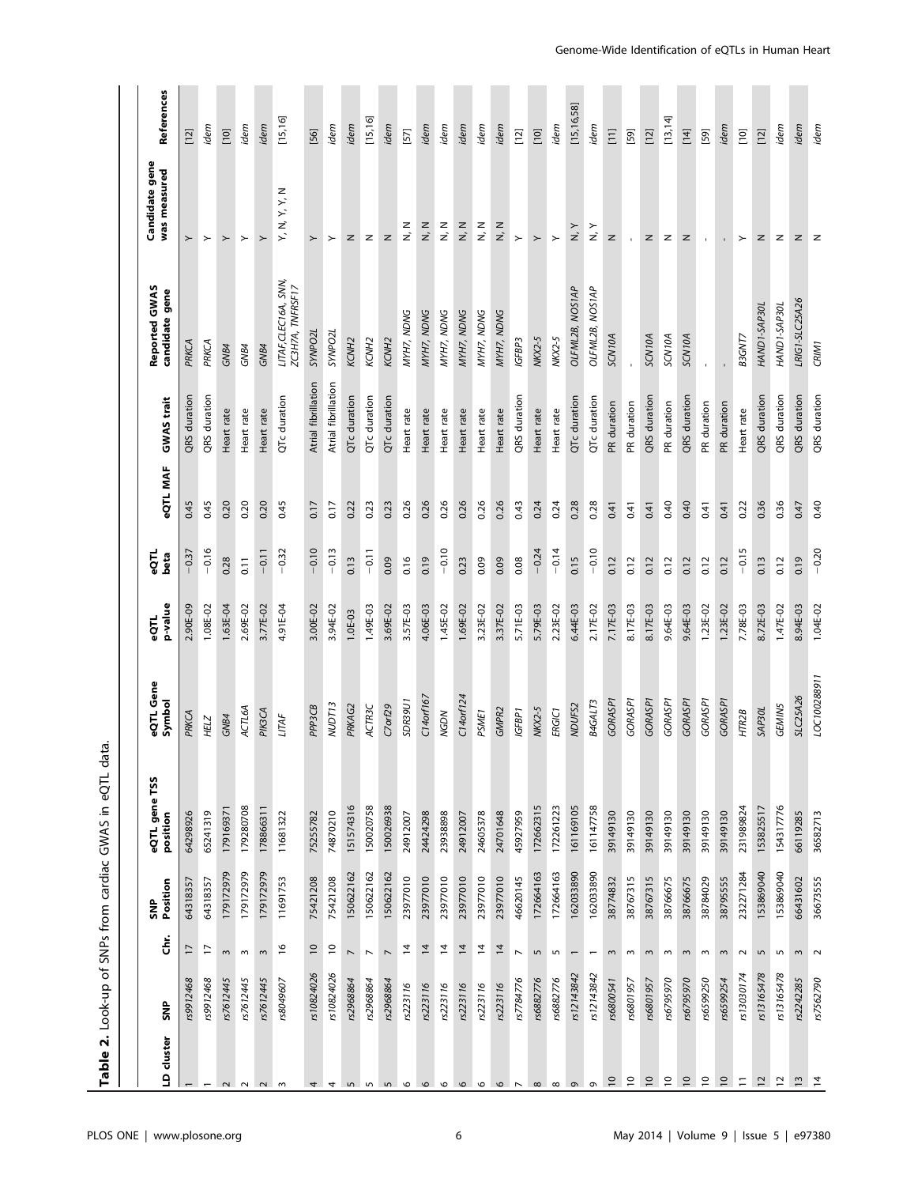**Table 2.** Look-up of SNPs from cardiac GWAS in eQTL data.

| LD cluster | SNP | Chr. | SNP Position | eQTL gene TSS position | eQTL Gene Symbol | eQTL p-value | eQTL beta | eQTL MAF | GWAS trait | Reported GWAS candidate gene | Candidate gene was measured | References |
|---|---|---|---|---|---|---|---|---|---|---|---|---|
| 1 | *rs9912468* | 17 | 64318357 | 64298926 | *PRKCA* | 2.90E-09 | −0.37 | 0.45 | QRS duration | *PRKCA* | Y | [12] |
| 1 | *rs9912468* | 17 | 64318357 | 65241319 | *HELZ* | 1.08E-02 | −0.16 | 0.45 | QRS duration | *PRKCA* | Y | *idem* |
| 2 | *rs7612445* | 3 | 179172979 | 179169371 | *GNB4* | 1.63E-04 | 0.28 | 0.20 | Heart rate | *GNB4* | Y | [10] |
| 2 | *rs7612445* | 3 | 179172979 | 179280708 | *ACTL6A* | 2.69E-02 | 0.11 | 0.20 | Heart rate | *GNB4* | Y | *idem* |
| 2 | *rs7612445* | 3 | 179172979 | 178866311 | *PIK3CA* | 3.77E-02 | −0.11 | 0.20 | Heart rate | *GNB4* | Y | *idem* |
| 3 | *rs8049607* | 16 | 11691753 | 11681322 | *LITAF* | 4.91E-04 | −0.32 | 0.45 | QTc duration | *LITAF,CLEC16A, SNN, ZC3H7A, TNFRSF17* | Y, N, Y, Y, N | [15,16] |
| 4 | *rs10824026* | 10 | 75421208 | 75255782 | *PPP3CB* | 3.00E-02 | −0.10 | 0.17 | Atrial fibrillation | *SYNPO2L* | Y | [56] |
| 4 | *rs10824026* | 10 | 75421208 | 74870210 | *NUDT13* | 3.94E-02 | −0.13 | 0.17 | Atrial fibrillation | *SYNPO2L* | Y | *idem* |
| 5 | *rs2968864* | 7 | 150622162 | 151574316 | *PRKAG2* | 1.0E-03 | 0.13 | 0.22 | QTc duration | *KCNH2* | N | *idem* |
| 5 | *rs2968864* | 7 | 150622162 | 150020758 | *ACTR3C* | 1.49E-03 | −0.11 | 0.23 | QTc duration | *KCNH2* | N | [15,16] |
| 5 | *rs2968864* | 7 | 150622162 | 150026938 | *C7orf29* | 3.69E-02 | 0.09 | 0.23 | QTc duration | *KCNH2* | N | *idem* |
| 6 | *rs223116* | 14 | 23977010 | 24912007 | *SDR39U1* | 3.57E-03 | 0.16 | 0.26 | Heart rate | *MYH7, NDNG* | N, N | [57] |
| 6 | *rs223116* | 14 | 23977010 | 24424298 | *C14orf167* | 4.06E-03 | 0.19 | 0.26 | Heart rate | *MYH7, NDNG* | N, N | *idem* |
| 6 | *rs223116* | 14 | 23977010 | 23938898 | *NGDN* | 1.45E-02 | −0.10 | 0.26 | Heart rate | *MYH7, NDNG* | N, N | *idem* |
| 6 | *rs223116* | 14 | 23977010 | 24912007 | *C14orf124* | 1.69E-02 | 0.23 | 0.26 | Heart rate | *MYH7, NDNG* | N, N | *idem* |
| 6 | *rs223116* | 14 | 23977010 | 24605378 | *PSME1* | 3.23E-02 | 0.09 | 0.26 | Heart rate | *MYH7, NDNG* | N, N | *idem* |
| 6 | *rs223116* | 14 | 23977010 | 24701648 | *GMPR2* | 3.37E-02 | 0.09 | 0.26 | Heart rate | *MYH7, NDNG* | N, N | *idem* |
| 7 | *rs7784776* | 7 | 46620145 | 45927959 | *IGFBP1* | 5.71E-03 | 0.08 | 0.43 | QRS duration | *IGFBP3* | Y | [12] |
| 8 | *rs6882776* | 5 | 172664163 | 172662315 | *NKX2-5* | 5.79E-03 | −0.24 | 0.24 | Heart rate | *NKX2-5* | Y | [10] |
| 8 | *rs6882776* | 5 | 172664163 | 172261223 | *ERGIC1* | 2.23E-02 | −0.14 | 0.24 | Heart rate | *NKX2-5* | Y | *idem* |
| 9 | *rs12143842* | 1 | 162033890 | 161169105 | *NDUFS2* | 6.44E-03 | 0.15 | 0.28 | QTc duration | *OLFML2B, NOS1AP* | N, Y | [15,16,58] |
| 9 | *rs12143842* | 1 | 162033890 | 161147758 | *B4GALT3* | 2.17E-02 | −0.10 | 0.28 | QTc duration | *OLFML2B, NOS1AP* | N, Y | *idem* |
| 10 | *rs6800541* | 3 | 38774832 | 39149130 | *GORASP1* | 7.17E-03 | 0.12 | 0.41 | PR duration | *SCN10A* | N | [11] |
| 10 | *rs6801957* | 3 | 38767315 | 39149130 | *GORASP1* | 8.17E-03 | 0.12 | 0.41 | PR duration | - | - | [59] |
| 10 | *rs6801957* | 3 | 38767315 | 39149130 | *GORASP1* | 8.17E-03 | 0.12 | 0.41 | QRS duration | *SCN10A* | N | [12] |
| 10 | *rs6795970* | 3 | 38766675 | 39149130 | *GORASP1* | 9.64E-03 | 0.12 | 0.40 | PR duration | *SCN10A* | N | [13,14] |
| 10 | *rs6795970* | 3 | 38766675 | 39149130 | *GORASP1* | 9.64E-03 | 0.12 | 0.40 | QRS duration | *SCN10A* | N | [14] |
| 10 | *rs6599250* | 3 | 38784029 | 39149130 | *GORASP1* | 1.23E-02 | 0.12 | 0.41 | PR duration | - | - | [59] |
| 10 | *rs6599254* | 3 | 38795555 | 39149130 | *GORASP1* | 1.23E-02 | 0.12 | 0.41 | PR duration | - | - | *idem* |
| 11 | *rs13030174* | 2 | 232271284 | 231989824 | *HTR2B* | 7.78E-03 | −0.15 | 0.22 | Heart rate | *B3GNT7* | Y | [10] |
| 12 | *rs13165478* | 5 | 153869040 | 153825517 | *SAP30L* | 8.72E-03 | 0.13 | 0.36 | QRS duration | *HAND1-SAP30L* | N | [12] |
| 12 | *rs13165478* | 5 | 153869040 | 154317776 | *GEMIN5* | 1.47E-02 | 0.12 | 0.36 | QRS duration | *HAND1-SAP30L* | N | *idem* |
| 13 | *rs2242285* | 3 | 66431602 | 66119285 | *SLC25A26* | 8.94E-03 | 0.19 | 0.47 | QRS duration | *LRIG1-SLC25A26* | N | *idem* |
| 14 | *rs7562790* | 2 | 36673555 | 36582713 | *LOC100288911* | 1.04E-02 | −0.20 | 0.40 | QRS duration | *CRIM1* | N | *idem* |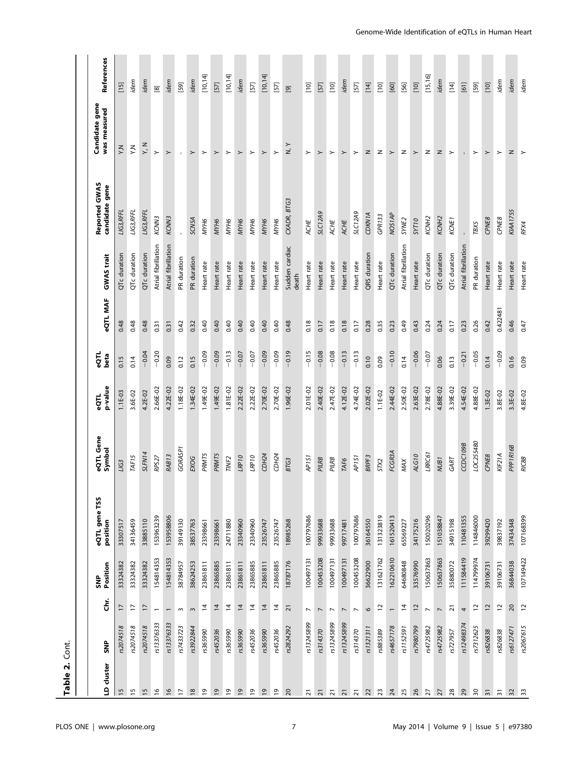**Table 2.** Cont.

| LD cluster | SNP | Chr. | SNP Position | eQTL gene TSS position | eQTL Gene Symbol | eQTL p-value | eQTL beta | eQTL MAF | GWAS trait | Reported GWAS candidate gene | Candidate gene was measured | References |
|---|---|---|---|---|---|---|---|---|---|---|---|---|
| 15 | rs2074518 | 17 | 33324382 | 33307517 | *LIG3* | 1.1E-03 | 0.15 | 0.48 | QTc duration | *LIG3,RFFL* | Y,N | [15] |
| 15 | rs2074518 | 17 | 33324382 | 34136459 | *TAF15* | 3.6E-02 | 0.14 | 0.48 | QTc duration | *LIG3,RFFL* | Y,N | *idem* |
| 15 | rs2074518 | 17 | 33324382 | 33885110 | *SLFN14* | 4.2E-02 | −0.04 | 0.48 | QTc duration | *LIG3,RFFL* | Y, N | *idem* |
| 16 | rs13376333 | 1 | 154814353 | 153963239 | *RPS27* | 2.66E-02 | −0.20 | 0.31 | Atrial fibrillation | *KCNN3* | Y | [8] |
| 16 | rs13376333 | 1 | 154814353 | 153958806 | *RAB13* | 4.22E-02 | 0.09 | 0.31 | Atrial fibrillation | *KCNN3* | Y | *idem* |
| 17 | rs7433723 | 3 | 38784957 | 39149130 | *GORASP1* | 1.18E-02 | 0.12 | 0.42 | PR duration | - | - | [59] |
| 18 | rs3922844 | 3 | 38624253 | 38537763 | *EXOG* | 1.34E-02 | 0.15 | 0.32 | PR duration | *SCN5A* | Y | *idem* |
| 19 | rs365990 | 14 | 23861811 | 23398661 | *PRMT5* | 1.49E-02 | −0.09 | 0.40 | Heart rate | *MYH6* | Y | [10,14] |
| 19 | rs452036 | 14 | 23865885 | 23398661 | *PRMT5* | 1.49E-02 | −0.09 | 0.40 | Heart rate | *MYH6* | Y | [57] |
| 19 | rs365990 | 14 | 23861811 | 24711880 | *TINF2* | 1.81E-02 | −0.13 | 0.40 | Heart rate | *MYH6* | Y | [10,14] |
| 19 | rs365990 | 14 | 23861811 | 23340960 | *LRP10* | 2.22E-02 | −0.07 | 0.40 | Heart rate | *MYH6* | Y | *idem* |
| 19 | rs452036 | 14 | 23865885 | 23340960 | *LRP10* | 2.22E-02 | −0.07 | 0.40 | Heart rate | *MYH6* | Y | [57] |
| 19 | rs365990 | 14 | 23861811 | 23526747 | *CDH24* | 2.70E-02 | −0.09 | 0.40 | Heart rate | *MYH6* | Y | [10,14] |
| 19 | rs452036 | 14 | 23865885 | 23526747 | *CDH24* | 2.70E-02 | −0.09 | 0.40 | Heart rate | *MYH6* | Y | [57] |
| 20 | rs2824292 | 21 | 18787176 | 18985268 | *BTG3* | 1.96E-02 | −0.19 | 0.48 | Sudden cardiac death | *CXADR, BTG3* | N, Y | [9] |
| 21 | rs13245899 | 7 | 100497131 | 100797686 | *AP1S1* | 2.01E-02 | −0.15 | 0.18 | Heart rate | *ACHE* | Y | [10] |
| 21 | rs314370 | 7 | 100453208 | 99933688 | *PILRB* | 2.40E-02 | −0.08 | 0.17 | Heart rate | *SLC12A9* | Y | [57] |
| 21 | rs13245899 | 7 | 100497131 | 99933688 | *PILRB* | 2.47E-02 | −0.08 | 0.18 | Heart rate | *ACHE* | Y | [10] |
| 21 | rs13245899 | 7 | 100497131 | 99717481 | *TAF6* | 4.12E-02 | −0.13 | 0.18 | Heart rate | *ACHE* | Y | *idem* |
| 21 | rs314370 | 7 | 100453208 | 100797686 | *AP1S1* | 4.74E-02 | −0.13 | 0.17 | Heart rate | *SLC12A9* | Y | [57] |
| 22 | rs1321311 | 6 | 36622900 | 36164550 | *BRPF3* | 2.02E-02 | 0.10 | 0.28 | QRS duration | *CDKN1A* | N | [14] |
| 23 | rs885389 | 12 | 131621762 | 131323819 | *STX2* | 1.1E-02 | 0.09 | 0.35 | Heart rate | *GPR133* | N | [10] |
| 24 | rs4657178 | 1 | 162210610 | 161520413 | *FCGR3A* | 2.44E-02 | −0.10 | 0.23 | QTc duration | *NOS1AP* | Y | [60] |
| 25 | rs1152591 | 14 | 64680848 | 65569227 | *MAX* | 2.50E-02 | 0.14 | 0.49 | Atrial fibrillation | *SYNE2* | N | [56] |
| 26 | rs7980799 | 12 | 33576990 | 34175216 | *ALG10* | 2.63E-02 | −0.06 | 0.43 | Heart rate | *SYT10* | Y | [10] |
| 27 | rs4725982 | 7 | 150637863 | 150020296 | *LRRC61* | 2.78E-02 | −0.07 | 0.24 | QTc duration | *KCNH2* | N | [15,16] |
| 27 | rs4725982 | 7 | 150637863 | 151038847 | *NUB1* | 4.88E-02 | 0.06 | 0.24 | QTc duration | *KCNH2* | N | *idem* |
| 28 | rs727957 | 21 | 35880072 | 34915198 | *GART* | 3.39E-02 | 0.13 | 0.17 | QTc duration | *KCNE1* | Y | [14] |
| 29 | rs12498374 | 4 | 111584419 | 110481355 | *CCDC109B* | 4.54E-02 | −0.21 | 0.23 | Atrial fibrillation | - | - | [61] |
| 30 | rs7312625 | 12 | 114799974 | 114846000 | *LOC255480* | 4.88E-02 | −0.05 | 0.26 | PR duration | *TBX5* | Y | [59] |
| 31 | rs826838 | 12 | 39106731 | 39299420 | *CPNE8* | 1.3E-02 | 0.14 | 0.42 | Heart rate | *CPNE8* | Y | [10] |
| 31 | rs826838 | 12 | 39106731 | 39837192 | *KIF21A* | 3.8E-02 | −0.09 | 0.422481 | Heart rate | *CPNE8* | Y | *idem* |
| 32 | rs6127471 | 20 | 36844038 | 37434348 | *PPP1R16B* | 3.3E-02 | 0.16 | 0.46 | Heart rate | *KIAA1755* | N | *idem* |
| 33 | rs2067615 | 12 | 107149422 | 107168399 | *RIC8B* | 4.8E-02 | 0.09 | 0.47 | Heart rate | *RFX4* | Y | *idem* |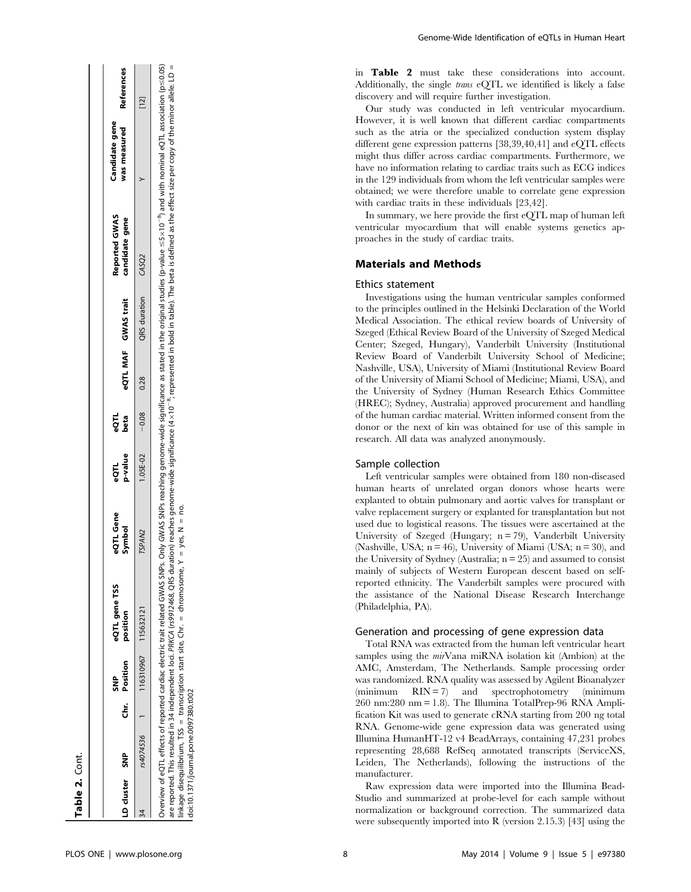**Table 2.** Cont.

| LD cluster | SNP | Chr. | SNP Position | eQTL gene TSS position | eQTL Gene Symbol | eQTL p-value | eQTL beta | eQTL MAF | GWAS trait | Reported GWAS candidate gene | Candidate gene was measured | References |
|---|---|---|---|---|---|---|---|---|---|---|---|---|
| 34 | *rs4074536* | 1 | 116310967 | 115632121 | *TSPAN2* | 1.05E-02 | −0.08 | 0.28 | QRS duration | *CASQ2* | Y | [12] |

Overview of eQTL effects of reported cardiac electric trait related GWAS SNPs. Only GWAS SNPs reaching genome-wide significance as stated in the original studies (p-value $\leq 5\times10^{-8}$) and with nominal eQTL association ($p \leq 0.05$) are reported. This resulted in 34 independent loci. *PRKCA* (*rs9912468*, QRS duration) reaches genome-wide significance ($4\times10^{-8}$, represented in bold in table). The beta is defined as the effect size per copy of the minor allele. LD = linkage disequilibrium, TSS = transcription start site, Chr. = chromosome, Y = yes, N = no.

doi:10.1371/journal.pone.0097380.t002

in **Table 2** must take these considerations into account. Additionally, the single *trans* eQTL we identified is likely a false discovery and will require further investigation.

Our study was conducted in left ventricular myocardium. However, it is well known that different cardiac compartments such as the atria or the specialized conduction system display different gene expression patterns [38,39,40,41] and eQTL effects might thus differ across cardiac compartments. Furthermore, we have no information relating to cardiac traits such as ECG indices in the 129 individuals from whom the left ventricular samples were obtained; we were therefore unable to correlate gene expression with cardiac traits in these individuals [23,42].

In summary, we here provide the first eQTL map of human left ventricular myocardium that will enable systems genetics approaches in the study of cardiac traits.

## Materials and Methods

### Ethics statement

Investigations using the human ventricular samples conformed to the principles outlined in the Helsinki Declaration of the World Medical Association. The ethical review boards of University of Szeged (Ethical Review Board of the University of Szeged Medical Center; Szeged, Hungary), Vanderbilt University (Institutional Review Board of Vanderbilt University School of Medicine; Nashville, USA), University of Miami (Institutional Review Board of the University of Miami School of Medicine; Miami, USA), and the University of Sydney (Human Research Ethics Committee (HREC); Sydney, Australia) approved procurement and handling of the human cardiac material. Written informed consent from the donor or the next of kin was obtained for use of this sample in research. All data was analyzed anonymously.

### Sample collection

Left ventricular samples were obtained from 180 non-diseased human hearts of unrelated organ donors whose hearts were explanted to obtain pulmonary and aortic valves for transplant or valve replacement surgery or explanted for transplantation but not used due to logistical reasons. The tissues were ascertained at the University of Szeged (Hungary; n = 79), Vanderbilt University (Nashville, USA; n = 46), University of Miami (USA; n = 30), and the University of Sydney (Australia; n = 25) and assumed to consist mainly of subjects of Western European descent based on self-reported ethnicity. The Vanderbilt samples were procured with the assistance of the National Disease Research Interchange (Philadelphia, PA).

### Generation and processing of gene expression data

Total RNA was extracted from the human left ventricular heart samples using the *mir*Vana miRNA isolation kit (Ambion) at the AMC, Amsterdam, The Netherlands. Sample processing order was randomized. RNA quality was assessed by Agilent Bioanalyzer (minimum RIN = 7) and spectrophotometry (minimum 260 nm:280 nm = 1.8). The Illumina TotalPrep-96 RNA Amplification Kit was used to generate cRNA starting from 200 ng total RNA. Genome-wide gene expression data was generated using Illumina HumanHT-12 v4 BeadArrays, containing 47,231 probes representing 28,688 RefSeq annotated transcripts (ServiceXS, Leiden, The Netherlands), following the instructions of the manufacturer.

Raw expression data were imported into the Illumina BeadStudio and summarized at probe-level for each sample without normalization or background correction. The summarized data were subsequently imported into R (version 2.15.3) [43] using the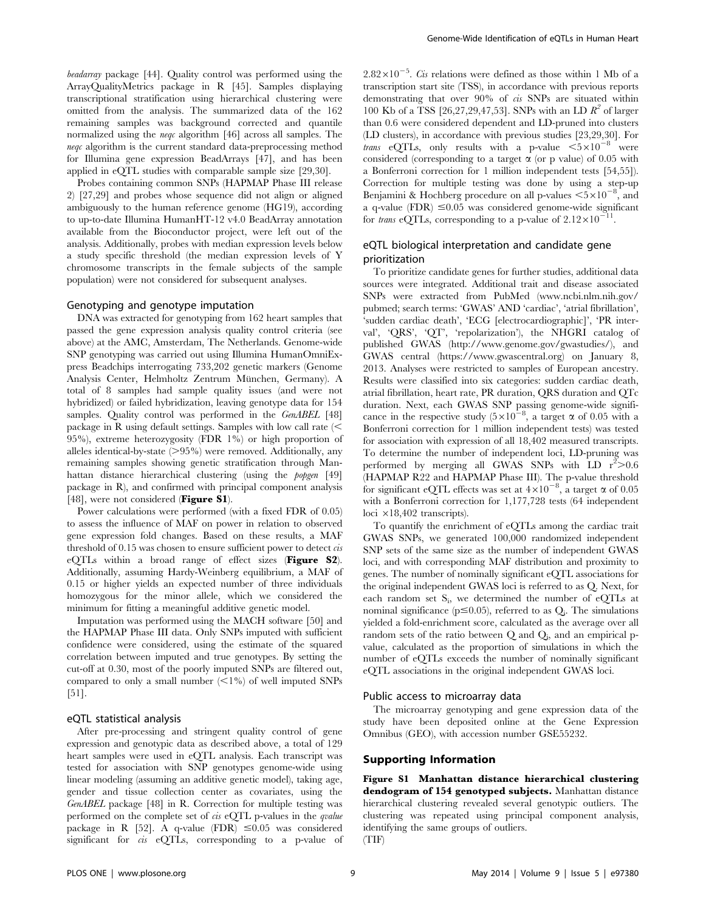*beadarray* package [44]. Quality control was performed using the ArrayQualityMetrics package in R [45]. Samples displaying transcriptional stratification using hierarchical clustering were omitted from the analysis. The summarized data of the 162 remaining samples was background corrected and quantile normalized using the *neqc* algorithm [46] across all samples. The *neqc* algorithm is the current standard data-preprocessing method for Illumina gene expression BeadArrays [47], and has been applied in eQTL studies with comparable sample size [29,30].

Probes containing common SNPs (HAPMAP Phase III release 2) [27,29] and probes whose sequence did not align or aligned ambiguously to the human reference genome (HG19), according to up-to-date Illumina HumanHT-12 v4.0 BeadArray annotation available from the Bioconductor project, were left out of the analysis. Additionally, probes with median expression levels below a study specific threshold (the median expression levels of Y chromosome transcripts in the female subjects of the sample population) were not considered for subsequent analyses.

### Genotyping and genotype imputation

DNA was extracted for genotyping from 162 heart samples that passed the gene expression analysis quality control criteria (see above) at the AMC, Amsterdam, The Netherlands. Genome-wide SNP genotyping was carried out using Illumina HumanOmniExpress Beadchips interrogating 733,202 genetic markers (Genome Analysis Center, Helmholtz Zentrum München, Germany). A total of 8 samples had sample quality issues (and were not hybridized) or failed hybridization, leaving genotype data for 154 samples. Quality control was performed in the *GenABEL* [48] package in R using default settings. Samples with low call rate ($<$ 95%), extreme heterozygosity (FDR 1%) or high proportion of alleles identical-by-state ($>$95%) were removed. Additionally, any remaining samples showing genetic stratification through Manhattan distance hierarchical clustering (using the *popgen* [49] package in R), and confirmed with principal component analysis [48], were not considered (**Figure S1**).

Power calculations were performed (with a fixed FDR of 0.05) to assess the influence of MAF on power in relation to observed gene expression fold changes. Based on these results, a MAF threshold of 0.15 was chosen to ensure sufficient power to detect *cis* eQTLs within a broad range of effect sizes (**Figure S2**). Additionally, assuming Hardy-Weinberg equilibrium, a MAF of 0.15 or higher yields an expected number of three individuals homozygous for the minor allele, which we considered the minimum for fitting a meaningful additive genetic model.

Imputation was performed using the MACH software [50] and the HAPMAP Phase III data. Only SNPs imputed with sufficient confidence were considered, using the estimate of the squared correlation between imputed and true genotypes. By setting the cut-off at 0.30, most of the poorly imputed SNPs are filtered out, compared to only a small number ($<$1%) of well imputed SNPs [51].

### eQTL statistical analysis

After pre-processing and stringent quality control of gene expression and genotypic data as described above, a total of 129 heart samples were used in eQTL analysis. Each transcript was tested for association with SNP genotypes genome-wide using linear modeling (assuming an additive genetic model), taking age, gender and tissue collection center as covariates, using the *GenABEL* package [48] in R. Correction for multiple testing was performed on the complete set of *cis* eQTL p-values in the *qvalue* package in R [52]. A q-value (FDR) $\leq$0.05 was considered significant for *cis* eQTLs, corresponding to a p-value of $2.82\times10^{-5}$. *Cis* relations were defined as those within 1 Mb of a transcription start site (TSS), in accordance with previous reports demonstrating that over 90% of *cis* SNPs are situated within 100 Kb of a TSS [26,27,29,47,53]. SNPs with an LD $R^2$ of larger than 0.6 were considered dependent and LD-pruned into clusters (LD clusters), in accordance with previous studies [23,29,30]. For *trans* eQTLs, only results with a p-value $<5\times10^{-8}$ were considered (corresponding to a target $\alpha$ (or p value) of 0.05 with a Bonferroni correction for 1 million independent tests [54,55]). Correction for multiple testing was done by using a step-up Benjamini & Hochberg procedure on all p-values $<5\times10^{-8}$, and a q-value (FDR) $\leq$0.05 was considered genome-wide significant for *trans* eQTLs, corresponding to a p-value of $2.12\times10^{-11}$.

### eQTL biological interpretation and candidate gene prioritization

To prioritize candidate genes for further studies, additional data sources were integrated. Additional trait and disease associated SNPs were extracted from PubMed (www.ncbi.nlm.nih.gov/pubmed; search terms: 'GWAS' AND 'cardiac', 'atrial fibrillation', 'sudden cardiac death', 'ECG [electrocardiographic]', 'PR interval', 'QRS', 'QT', 'repolarization'), the NHGRI catalog of published GWAS (http://www.genome.gov/gwastudies/), and GWAS central (https://www.gwascentral.org) on January 8, 2013. Analyses were restricted to samples of European ancestry. Results were classified into six categories: sudden cardiac death, atrial fibrillation, heart rate, PR duration, QRS duration and QTc duration. Next, each GWAS SNP passing genome-wide significance in the respective study ($5\times10^{-8}$, a target $\alpha$ of 0.05 with a Bonferroni correction for 1 million independent tests) was tested for association with expression of all 18,402 measured transcripts. To determine the number of independent loci, LD-pruning was performed by merging all GWAS SNPs with LD $r^2>0.6$ (HAPMAP R22 and HAPMAP Phase III). The p-value threshold for significant eQTL effects was set at $4\times10^{-8}$, a target $\alpha$ of 0.05 with a Bonferroni correction for 1,177,728 tests (64 independent loci $\times$18,402 transcripts).

To quantify the enrichment of eQTLs among the cardiac trait GWAS SNPs, we generated 100,000 randomized independent SNP sets of the same size as the number of independent GWAS loci, and with corresponding MAF distribution and proximity to genes. The number of nominally significant eQTL associations for the original independent GWAS loci is referred to as Q. Next, for each random set $S_i$, we determined the number of eQTLs at nominal significance ($p\leq0.05$), referred to as $Q_i$. The simulations yielded a fold-enrichment score, calculated as the average over all random sets of the ratio between Q and $Q_i$, and an empirical p-value, calculated as the proportion of simulations in which the number of eQTLs exceeds the number of nominally significant eQTL associations in the original independent GWAS loci.

### Public access to microarray data

The microarray genotyping and gene expression data of the study have been deposited online at the Gene Expression Omnibus (GEO), with accession number GSE55232.

## Supporting Information

**Figure S1 Manhattan distance hierarchical clustering dendogram of 154 genotyped subjects.** Manhattan distance hierarchical clustering revealed several genotypic outliers. The clustering was repeated using principal component analysis, identifying the same groups of outliers.
(TIF)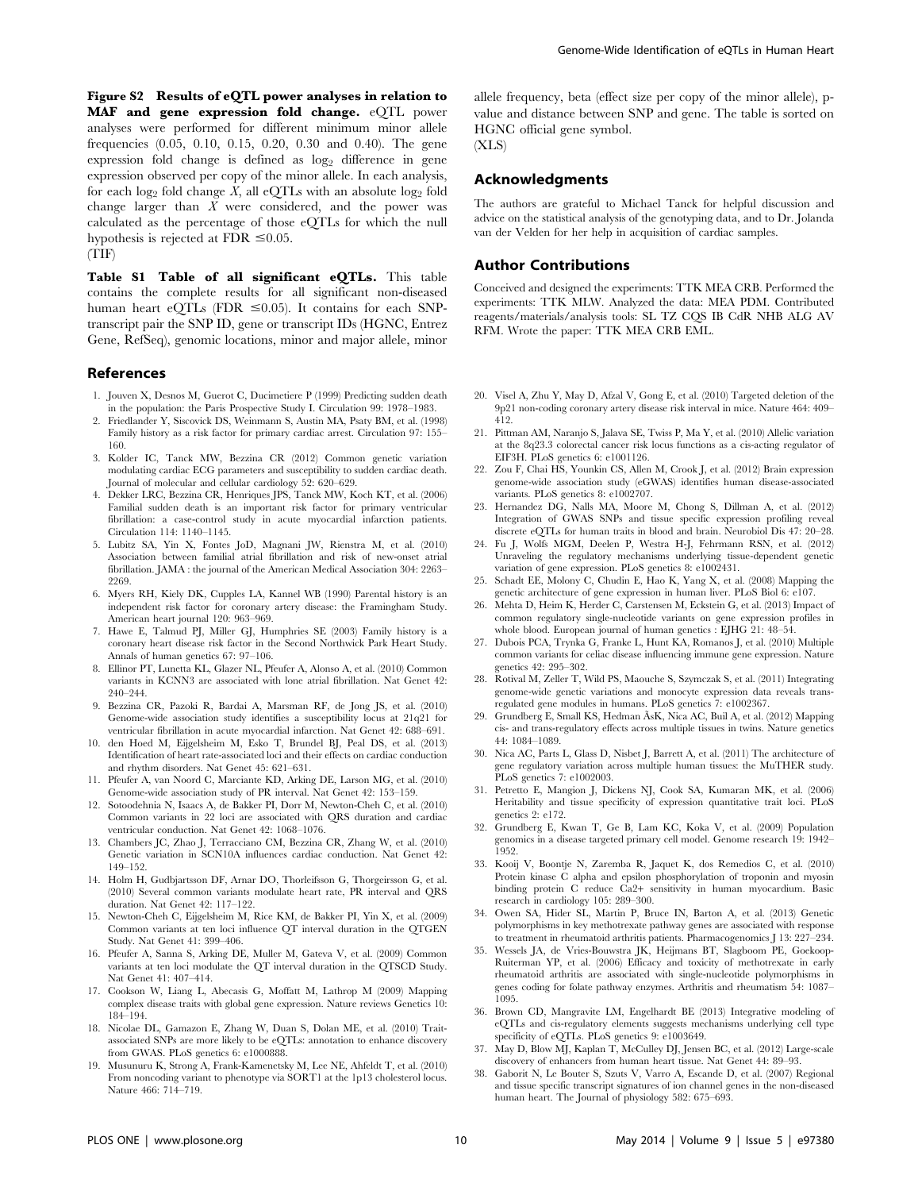**Figure S2 Results of eQTL power analyses in relation to MAF and gene expression fold change.** eQTL power analyses were performed for different minimum minor allele frequencies (0.05, 0.10, 0.15, 0.20, 0.30 and 0.40). The gene expression fold change is defined as $\log_2$ difference in gene expression observed per copy of the minor allele. In each analysis, for each $\log_2$ fold change $X$, all eQTLs with an absolute $\log_2$ fold change larger than $X$ were considered, and the power was calculated as the percentage of those eQTLs for which the null hypothesis is rejected at FDR $\leq$0.05.
(TIF)

**Table S1 Table of all significant eQTLs.** This table contains the complete results for all significant non-diseased human heart eQTLs (FDR $\leq$0.05). It contains for each SNP-transcript pair the SNP ID, gene or transcript IDs (HGNC, Entrez Gene, RefSeq), genomic locations, minor and major allele, minor allele frequency, beta (effect size per copy of the minor allele), p-value and distance between SNP and gene. The table is sorted on HGNC official gene symbol.
(XLS)

## Acknowledgments

The authors are grateful to Michael Tanck for helpful discussion and advice on the statistical analysis of the genotyping data, and to Dr. Jolanda van der Velden for her help in acquisition of cardiac samples.

## Author Contributions

Conceived and designed the experiments: TTK MEA CRB. Performed the experiments: TTK MLW. Analyzed the data: MEA PDM. Contributed reagents/materials/analysis tools: SL TZ CQS IB CdR NHB ALG AV RFM. Wrote the paper: TTK MEA CRB EML.

## References

1. Jouven X, Desnos M, Guerot C, Ducimetiere P (1999) Predicting sudden death in the population: the Paris Prospective Study I. Circulation 99: 1978–1983.
2. Friedlander Y, Siscovick DS, Weinmann S, Austin MA, Psaty BM, et al. (1998) Family history as a risk factor for primary cardiac arrest. Circulation 97: 155–160.
3. Kolder IC, Tanck MW, Bezzina CR (2012) Common genetic variation modulating cardiac ECG parameters and susceptibility to sudden cardiac death. Journal of molecular and cellular cardiology 52: 620–629.
4. Dekker LRC, Bezzina CR, Henriques JPS, Tanck MW, Koch KT, et al. (2006) Familial sudden death is an important risk factor for primary ventricular fibrillation: a case-control study in acute myocardial infarction patients. Circulation 114: 1140–1145.
5. Lubitz SA, Yin X, Fontes JoD, Magnani JW, Rienstra M, et al. (2010) Association between familial atrial fibrillation and risk of new-onset atrial fibrillation. JAMA : the journal of the American Medical Association 304: 2263–2269.
6. Myers RH, Kiely DK, Cupples LA, Kannel WB (1990) Parental history is an independent risk factor for coronary artery disease: the Framingham Study. American heart journal 120: 963–969.
7. Hawe E, Talmud PJ, Miller GJ, Humphries SE (2003) Family history is a coronary heart disease risk factor in the Second Northwick Park Heart Study. Annals of human genetics 67: 97–106.
8. Ellinor PT, Lunetta KL, Glazer NL, Pfeufer A, Alonso A, et al. (2010) Common variants in KCNN3 are associated with lone atrial fibrillation. Nat Genet 42: 240–244.
9. Bezzina CR, Pazoki R, Bardai A, Marsman RF, de Jong JS, et al. (2010) Genome-wide association study identifies a susceptibility locus at 21q21 for ventricular fibrillation in acute myocardial infarction. Nat Genet 42: 688–691.
10. den Hoed M, Eijgelsheim M, Esko T, Brundel BJ, Peal DS, et al. (2013) Identification of heart rate-associated loci and their effects on cardiac conduction and rhythm disorders. Nat Genet 45: 621–631.
11. Pfeufer A, van Noord C, Marciante KD, Arking DE, Larson MG, et al. (2010) Genome-wide association study of PR interval. Nat Genet 42: 153–159.
12. Sotoodehnia N, Isaacs A, de Bakker PI, Dorr M, Newton-Cheh C, et al. (2010) Common variants in 22 loci are associated with QRS duration and cardiac ventricular conduction. Nat Genet 42: 1068–1076.
13. Chambers JC, Zhao J, Terracciano CM, Bezzina CR, Zhang W, et al. (2010) Genetic variation in SCN10A influences cardiac conduction. Nat Genet 42: 149–152.
14. Holm H, Gudbjartsson DF, Arnar DO, Thorleifsson G, Thorgeirsson G, et al. (2010) Several common variants modulate heart rate, PR interval and QRS duration. Nat Genet 42: 117–122.
15. Newton-Cheh C, Eijgelsheim M, Rice KM, de Bakker PI, Yin X, et al. (2009) Common variants at ten loci influence QT interval duration in the QTGEN Study. Nat Genet 41: 399–406.
16. Pfeufer A, Sanna S, Arking DE, Muller M, Gateva V, et al. (2009) Common variants at ten loci modulate the QT interval duration in the QTSCD Study. Nat Genet 41: 407–414.
17. Cookson W, Liang L, Abecasis G, Moffatt M, Lathrop M (2009) Mapping complex disease traits with global gene expression. Nature reviews Genetics 10: 184–194.
18. Nicolae DL, Gamazon E, Zhang W, Duan S, Dolan ME, et al. (2010) Trait-associated SNPs are more likely to be eQTLs: annotation to enhance discovery from GWAS. PLoS genetics 6: e1000888.
19. Musunuru K, Strong A, Frank-Kamenetsky M, Lee NE, Ahfeldt T, et al. (2010) From noncoding variant to phenotype via SORT1 at the 1p13 cholesterol locus. Nature 466: 714–719.
20. Visel A, Zhu Y, May D, Afzal V, Gong E, et al. (2010) Targeted deletion of the 9p21 non-coding coronary artery disease risk interval in mice. Nature 464: 409–412.
21. Pittman AM, Naranjo S, Jalava SE, Twiss P, Ma Y, et al. (2010) Allelic variation at the 8q23.3 colorectal cancer risk locus functions as a cis-acting regulator of EIF3H. PLoS genetics 6: e1001126.
22. Zou F, Chai HS, Younkin CS, Allen M, Crook J, et al. (2012) Brain expression genome-wide association study (eGWAS) identifies human disease-associated variants. PLoS genetics 8: e1002707.
23. Hernandez DG, Nalls MA, Moore M, Chong S, Dillman A, et al. (2012) Integration of GWAS SNPs and tissue specific expression profiling reveal discrete eQTLs for human traits in blood and brain. Neurobiol Dis 47: 20–28.
24. Fu J, Wolfs MGM, Deelen P, Westra H-J, Fehrmann RSN, et al. (2012) Unraveling the regulatory mechanisms underlying tissue-dependent genetic variation of gene expression. PLoS genetics 8: e1002431.
25. Schadt EE, Molony C, Chudin E, Hao K, Yang X, et al. (2008) Mapping the genetic architecture of gene expression in human liver. PLoS Biol 6: e107.
26. Mehta D, Heim K, Herder C, Carstensen M, Eckstein G, et al. (2013) Impact of common regulatory single-nucleotide variants on gene expression profiles in whole blood. European journal of human genetics : EJHG 21: 48–54.
27. Dubois PCA, Trynka G, Franke L, Hunt KA, Romanos J, et al. (2010) Multiple common variants for celiac disease influencing immune gene expression. Nature genetics 42: 295–302.
28. Rotival M, Zeller T, Wild PS, Maouche S, Szymczak S, et al. (2011) Integrating genome-wide genetic variations and monocyte expression data reveals trans-regulated gene modules in humans. PLoS genetics 7: e1002367.
29. Grundberg E, Small KS, Hedman ÅsK, Nica AC, Buil A, et al. (2012) Mapping cis- and trans-regulatory effects across multiple tissues in twins. Nature genetics 44: 1084–1089.
30. Nica AC, Parts L, Glass D, Nisbet J, Barrett A, et al. (2011) The architecture of gene regulatory variation across multiple human tissues: the MuTHER study. PLoS genetics 7: e1002003.
31. Petretto E, Mangion J, Dickens NJ, Cook SA, Kumaran MK, et al. (2006) Heritability and tissue specificity of expression quantitative trait loci. PLoS genetics 2: e172.
32. Grundberg E, Kwan T, Ge B, Lam KC, Koka V, et al. (2009) Population genomics in a disease targeted primary cell model. Genome research 19: 1942–1952.
33. Kooij V, Boontje N, Zaremba R, Jaquet K, dos Remedios C, et al. (2010) Protein kinase C alpha and epsilon phosphorylation of troponin and myosin binding protein C reduce Ca2+ sensitivity in human myocardium. Basic research in cardiology 105: 289–300.
34. Owen SA, Hider SL, Martin P, Bruce IN, Barton A, et al. (2013) Genetic polymorphisms in key methotrexate pathway genes are associated with response to treatment in rheumatoid arthritis patients. Pharmacogenomics J 13: 227–234.
35. Wessels JA, de Vries-Bouwstra JK, Heijmans BT, Slagboom PE, Goekoop-Ruiterman YP, et al. (2006) Efficacy and toxicity of methotrexate in early rheumatoid arthritis are associated with single-nucleotide polymorphisms in genes coding for folate pathway enzymes. Arthritis and rheumatism 54: 1087–1095.
36. Brown CD, Mangravite LM, Engelhardt BE (2013) Integrative modeling of eQTLs and cis-regulatory elements suggests mechanisms underlying cell type specificity of eQTLs. PLoS genetics 9: e1003649.
37. May D, Blow MJ, Kaplan T, McCulley DJ, Jensen BC, et al. (2012) Large-scale discovery of enhancers from human heart tissue. Nat Genet 44: 89–93.
38. Gaborit N, Le Bouter S, Szuts V, Varro A, Escande D, et al. (2007) Regional and tissue specific transcript signatures of ion channel genes in the non-diseased human heart. The Journal of physiology 582: 675–693.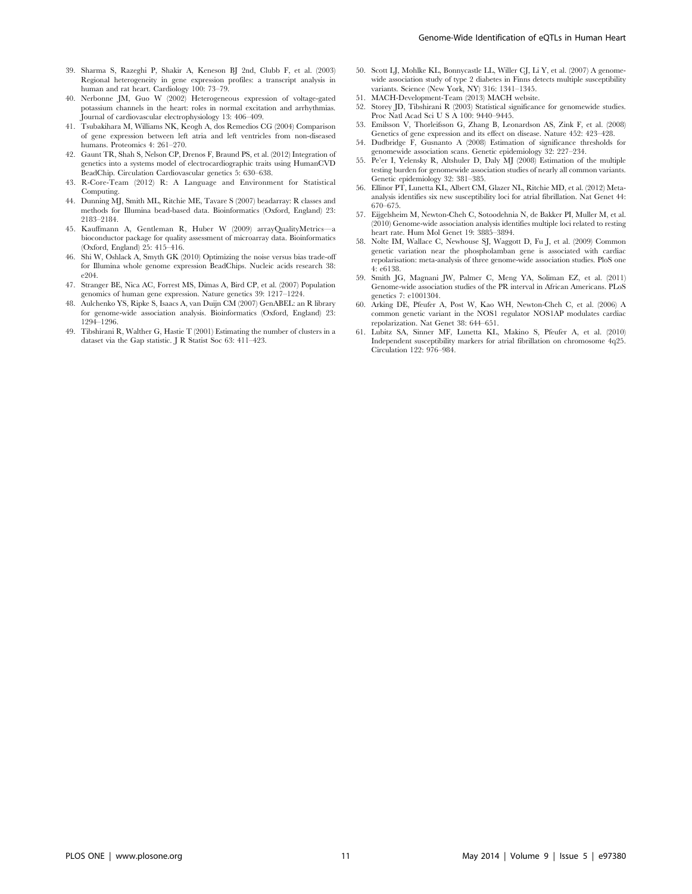39. Sharma S, Razeghi P, Shakir A, Keneson BJ 2nd, Clubb F, et al. (2003) Regional heterogeneity in gene expression profiles: a transcript analysis in human and rat heart. Cardiology 100: 73–79.
40. Nerbonne JM, Guo W (2002) Heterogeneous expression of voltage-gated potassium channels in the heart: roles in normal excitation and arrhythmias. Journal of cardiovascular electrophysiology 13: 406–409.
41. Tsubakihara M, Williams NK, Keogh A, dos Remedios CG (2004) Comparison of gene expression between left atria and left ventricles from non-diseased humans. Proteomics 4: 261–270.
42. Gaunt TR, Shah S, Nelson CP, Drenos F, Braund PS, et al. (2012) Integration of genetics into a systems model of electrocardiographic traits using HumanCVD BeadChip. Circulation Cardiovascular genetics 5: 630–638.
43. R-Core-Team (2012) R: A Language and Environment for Statistical Computing.
44. Dunning MJ, Smith ML, Ritchie ME, Tavare S (2007) beadarray: R classes and methods for Illumina bead-based data. Bioinformatics (Oxford, England) 23: 2183–2184.
45. Kauffmann A, Gentleman R, Huber W (2009) arrayQualityMetrics—a bioconductor package for quality assessment of microarray data. Bioinformatics (Oxford, England) 25: 415–416.
46. Shi W, Oshlack A, Smyth GK (2010) Optimizing the noise versus bias trade-off for Illumina whole genome expression BeadChips. Nucleic acids research 38: e204.
47. Stranger BE, Nica AC, Forrest MS, Dimas A, Bird CP, et al. (2007) Population genomics of human gene expression. Nature genetics 39: 1217–1224.
48. Aulchenko YS, Ripke S, Isaacs A, van Duijn CM (2007) GenABEL: an R library for genome-wide association analysis. Bioinformatics (Oxford, England) 23: 1294–1296.
49. Tibshirani R, Walther G, Hastie T (2001) Estimating the number of clusters in a dataset via the Gap statistic. J R Statist Soc 63: 411–423.
50. Scott LJ, Mohlke KL, Bonnycastle LL, Willer CJ, Li Y, et al. (2007) A genome-wide association study of type 2 diabetes in Finns detects multiple susceptibility variants. Science (New York, NY) 316: 1341–1345.
51. MACH-Development-Team (2013) MACH website.
52. Storey JD, Tibshirani R (2003) Statistical significance for genomewide studies. Proc Natl Acad Sci U S A 100: 9440–9445.
53. Emilsson V, Thorleifsson G, Zhang B, Leonardson AS, Zink F, et al. (2008) Genetics of gene expression and its effect on disease. Nature 452: 423–428.
54. Dudbridge F, Gusnanto A (2008) Estimation of significance thresholds for genomewide association scans. Genetic epidemiology 32: 227–234.
55. Pe'er I, Yelensky R, Altshuler D, Daly MJ (2008) Estimation of the multiple testing burden for genomewide association studies of nearly all common variants. Genetic epidemiology 32: 381–385.
56. Ellinor PT, Lunetta KL, Albert CM, Glazer NL, Ritchie MD, et al. (2012) Meta-analysis identifies six new susceptibility loci for atrial fibrillation. Nat Genet 44: 670–675.
57. Eijgelsheim M, Newton-Cheh C, Sotoodehnia N, de Bakker PI, Muller M, et al. (2010) Genome-wide association analysis identifies multiple loci related to resting heart rate. Hum Mol Genet 19: 3885–3894.
58. Nolte IM, Wallace C, Newhouse SJ, Waggott D, Fu J, et al. (2009) Common genetic variation near the phospholamban gene is associated with cardiac repolarisation: meta-analysis of three genome-wide association studies. PloS one 4: e6138.
59. Smith JG, Magnani JW, Palmer C, Meng YA, Soliman EZ, et al. (2011) Genome-wide association studies of the PR interval in African Americans. PLoS genetics 7: e1001304.
60. Arking DE, Pfeufer A, Post W, Kao WH, Newton-Cheh C, et al. (2006) A common genetic variant in the NOS1 regulator NOS1AP modulates cardiac repolarization. Nat Genet 38: 644–651.
61. Lubitz SA, Sinner MF, Lunetta KL, Makino S, Pfeufer A, et al. (2010) Independent susceptibility markers for atrial fibrillation on chromosome 4q25. Circulation 122: 976–984.